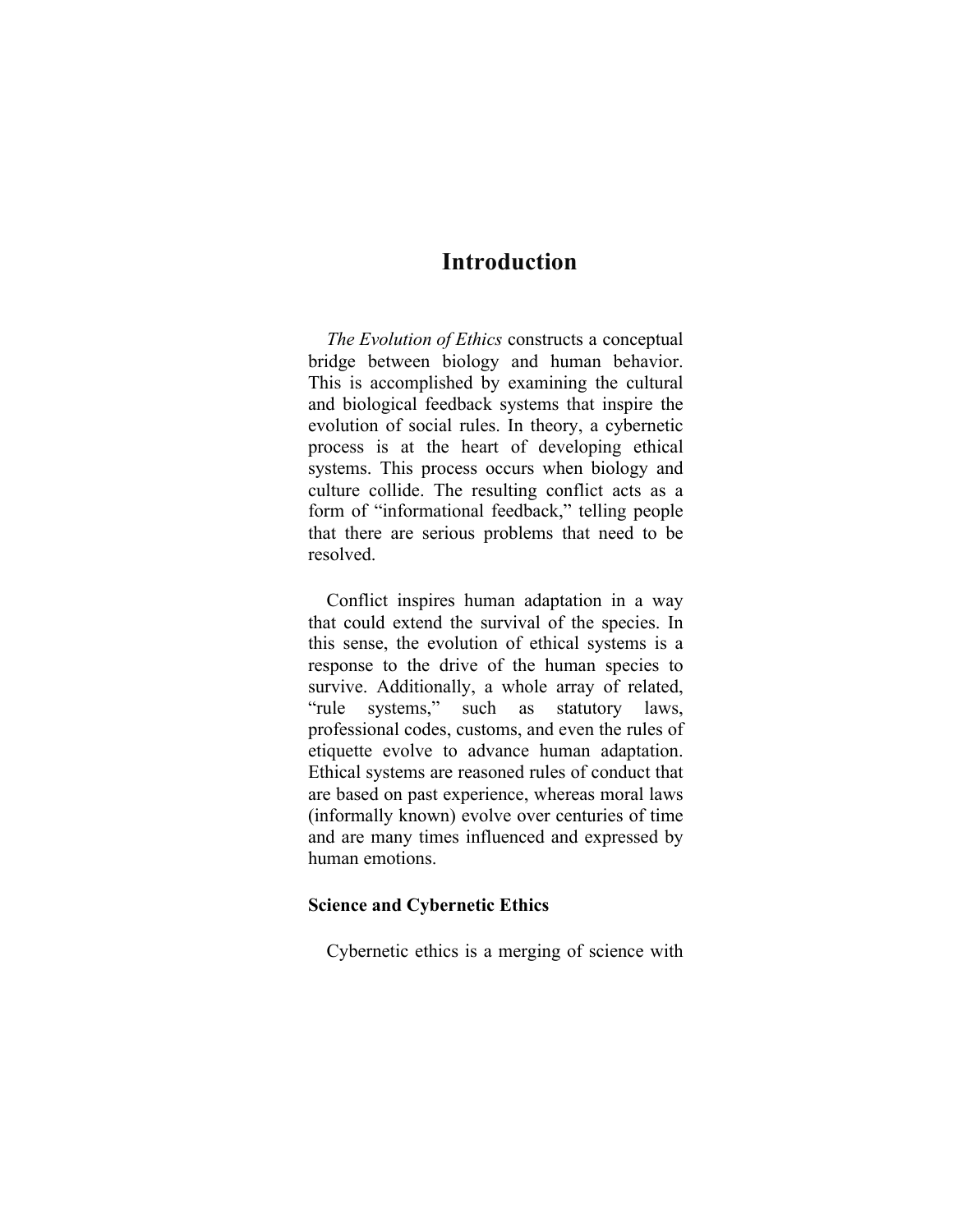# Introduction

*The Evolution of Ethics* constructs a conceptual bridge between biology and human behavior. This is accomplished by examining the cultural and biological feedback systems that inspire the evolution of social rules. In theory, a cybernetic process is at the heart of developing ethical systems. This process occurs when biology and culture collide. The resulting conflict acts as a form of "informational feedback," telling people that there are serious problems that need to be resolved.

Conflict inspires human adaptation in a way that could extend the survival of the species. In this sense, the evolution of ethical systems is a response to the drive of the human species to survive. Additionally, a whole array of related, "rule systems," such as statutory laws, professional codes, customs, and even the rules of etiquette evolve to advance human adaptation. Ethical systems are reasoned rules of conduct that are based on past experience, whereas moral laws (informally known) evolve over centuries of time and are many times influenced and expressed by human emotions.

## Science and Cybernetic Ethics

Cybernetic ethics is a merging of science with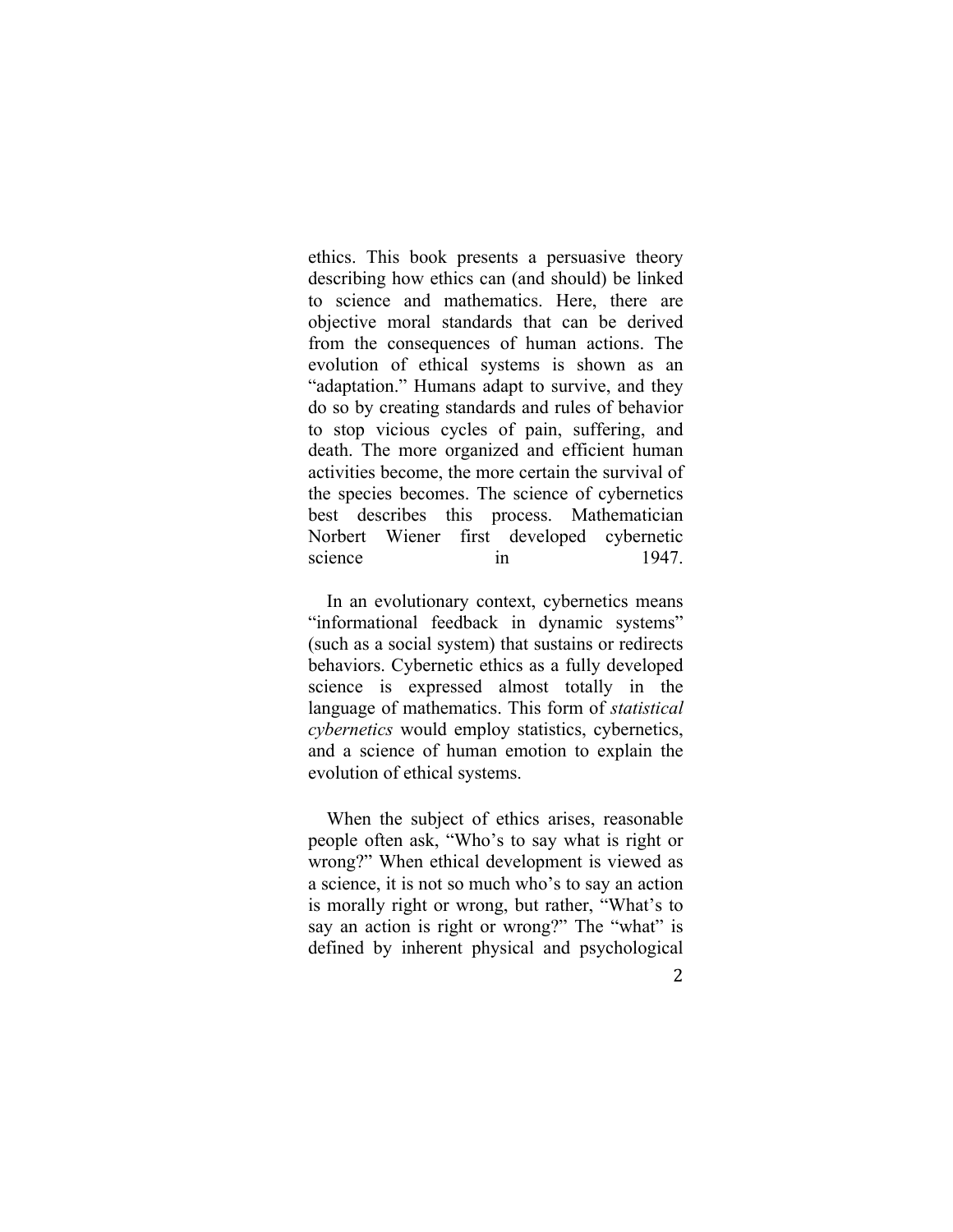ethics. This book presents a persuasive theory describing how ethics can (and should) be linked to science and mathematics. Here, there are objective moral standards that can be derived from the consequences of human actions. The evolution of ethical systems is shown as an "adaptation." Humans adapt to survive, and they do so by creating standards and rules of behavior to stop vicious cycles of pain, suffering, and death. The more organized and efficient human activities become, the more certain the survival of the species becomes. The science of cybernetics best describes this process. Mathematician Norbert Wiener first developed cybernetic science in 1947.

In an evolutionary context, cybernetics means "informational feedback in dynamic systems" (such as a social system) that sustains or redirects behaviors. Cybernetic ethics as a fully developed science is expressed almost totally in the language of mathematics. This form of *statistical cybernetics* would employ statistics, cybernetics, and a science of human emotion to explain the evolution of ethical systems.

When the subject of ethics arises, reasonable people often ask, "Who's to say what is right or wrong?" When ethical development is viewed as a science, it is not so much who's to say an action is morally right or wrong, but rather, "What's to say an action is right or wrong?" The "what" is defined by inherent physical and psychological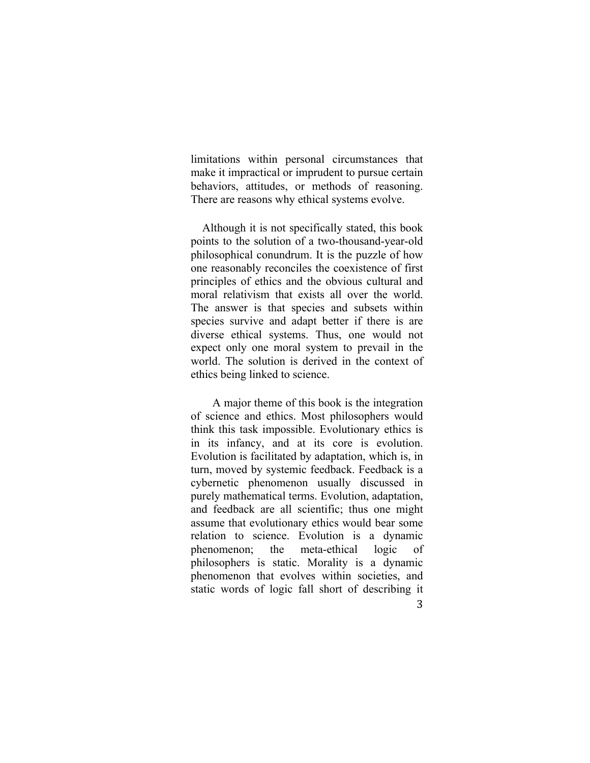limitations within personal circumstances that make it impractical or imprudent to pursue certain behaviors, attitudes, or methods of reasoning. There are reasons why ethical systems evolve.

Although it is not specifically stated, this book points to the solution of a two-thousand-year-old philosophical conundrum. It is the puzzle of how one reasonably reconciles the coexistence of first principles of ethics and the obvious cultural and moral relativism that exists all over the world. The answer is that species and subsets within species survive and adapt better if there is are diverse ethical systems. Thus, one would not expect only one moral system to prevail in the world. The solution is derived in the context of ethics being linked to science.

A major theme of this book is the integration of science and ethics. Most philosophers would think this task impossible. Evolutionary ethics is in its infancy, and at its core is evolution. Evolution is facilitated by adaptation, which is, in turn, moved by systemic feedback. Feedback is a cybernetic phenomenon usually discussed in purely mathematical terms. Evolution, adaptation, and feedback are all scientific; thus one might assume that evolutionary ethics would bear some relation to science. Evolution is a dynamic phenomenon; the meta-ethical logic of philosophers is static. Morality is a dynamic phenomenon that evolves within societies, and static words of logic fall short of describing it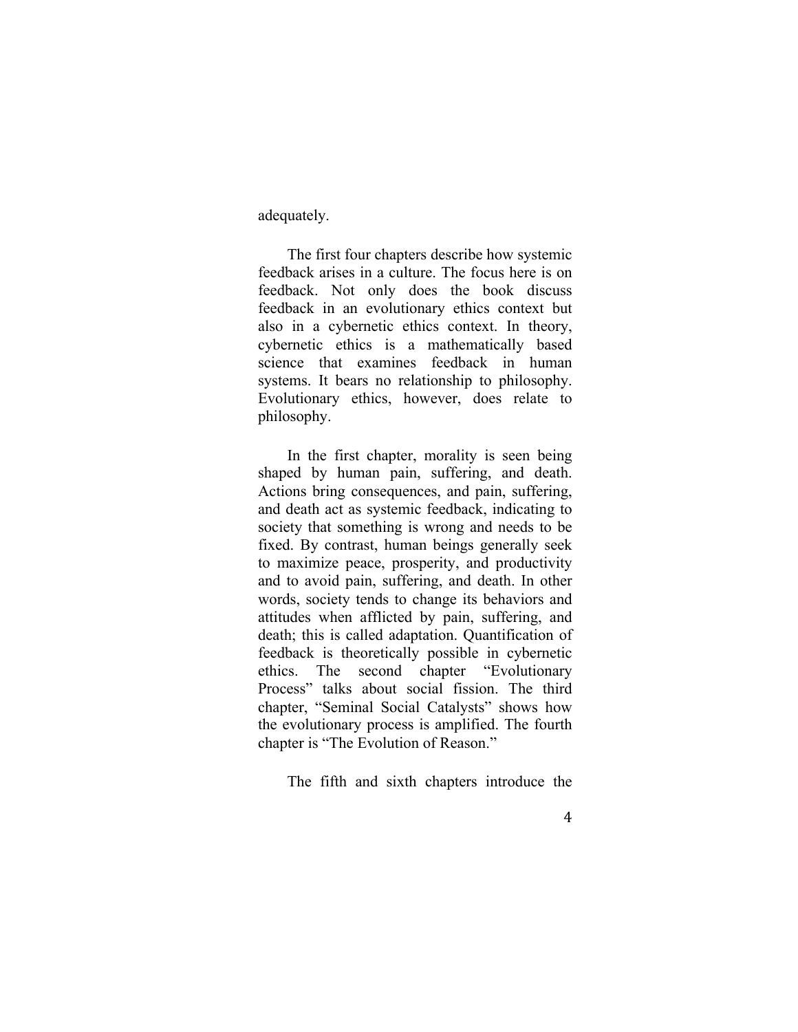adequately.

The first four chapters describe how systemic feedback arises in a culture. The focus here is on feedback. Not only does the book discuss feedback in an evolutionary ethics context but also in a cybernetic ethics context. In theory, cybernetic ethics is a mathematically based science that examines feedback in human systems. It bears no relationship to philosophy. Evolutionary ethics, however, does relate to philosophy.

In the first chapter, morality is seen being shaped by human pain, suffering, and death. Actions bring consequences, and pain, suffering, and death act as systemic feedback, indicating to society that something is wrong and needs to be fixed. By contrast, human beings generally seek to maximize peace, prosperity, and productivity and to avoid pain, suffering, and death. In other words, society tends to change its behaviors and attitudes when afflicted by pain, suffering, and death; this is called adaptation. Quantification of feedback is theoretically possible in cybernetic ethics. The second chapter "Evolutionary Process" talks about social fission. The third chapter, "Seminal Social Catalysts" shows how the evolutionary process is amplified. The fourth chapter is "The Evolution of Reason."

The fifth and sixth chapters introduce the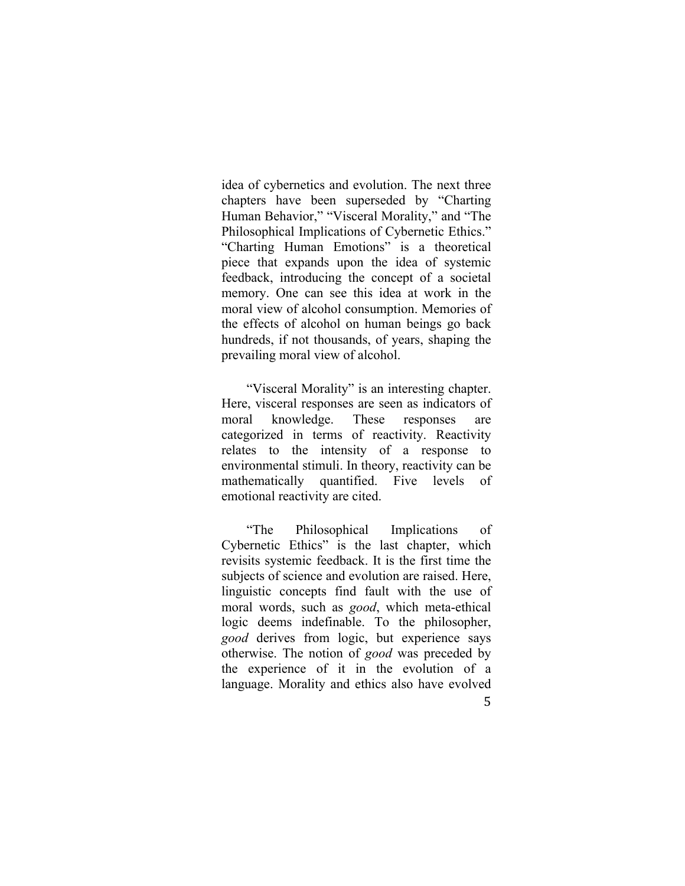idea of cybernetics and evolution. The next three chapters have been superseded by “Charting Human Behavior,” “Visceral Morality,” and “The Philosophical Implications of Cybernetic Ethics.” “Charting Human Emotions” is a theoretical piece that expands upon the idea of systemic feedback, introducing the concept of a societal memory. One can see this idea at work in the moral view of alcohol consumption. Memories of the effects of alcohol on human beings go back hundreds, if not thousands, of years, shaping the prevailing moral view of alcohol.

“Visceral Morality” is an interesting chapter. Here, visceral responses are seen as indicators of moral knowledge. These responses are categorized in terms of reactivity. Reactivity relates to the intensity of a response to environmental stimuli. In theory, reactivity can be mathematically quantified. Five levels of emotional reactivity are cited.

“The Philosophical Implications of Cybernetic Ethics” is the last chapter, which revisits systemic feedback. It is the first time the subjects of science and evolution are raised. Here, linguistic concepts find fault with the use of moral words, such as *good*, which meta-ethical logic deems indefinable. To the philosopher, *good* derives from logic, but experience says otherwise. The notion of *good* was preceded by the experience of it in the evolution of a language. Morality and ethics also have evolved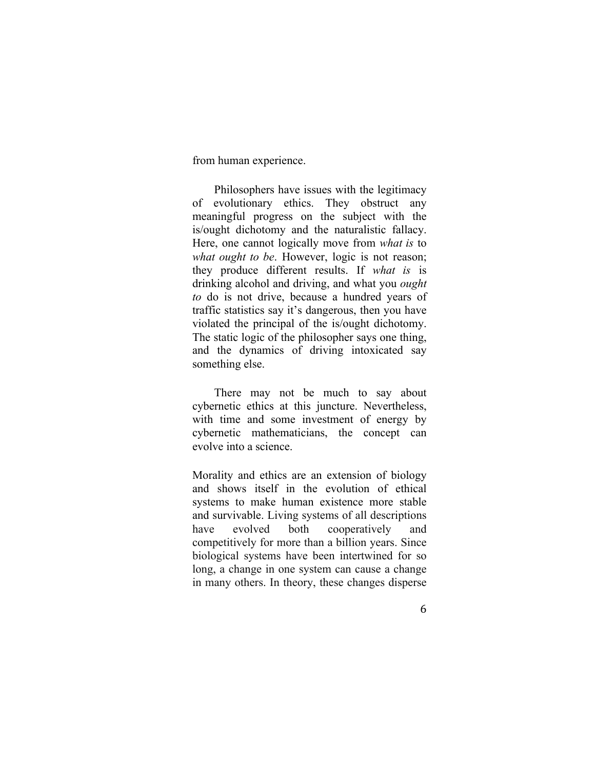from human experience.

Philosophers have issues with the legitimacy of evolutionary ethics. They obstruct any meaningful progress on the subject with the is/ought dichotomy and the naturalistic fallacy. Here, one cannot logically move from *what is* to *what ought to be*. However, logic is not reason; they produce different results. If *what is* is drinking alcohol and driving, and what you *ought to* do is not drive, because a hundred years of traffic statistics say it's dangerous, then you have violated the principal of the is/ought dichotomy. The static logic of the philosopher says one thing, and the dynamics of driving intoxicated say something else.

There may not be much to say about cybernetic ethics at this juncture. Nevertheless, with time and some investment of energy by cybernetic mathematicians, the concept can evolve into a science.

Morality and ethics are an extension of biology and shows itself in the evolution of ethical systems to make human existence more stable and survivable. Living systems of all descriptions have evolved both cooperatively and competitively for more than a billion years. Since biological systems have been intertwined for so long, a change in one system can cause a change in many others. In theory, these changes disperse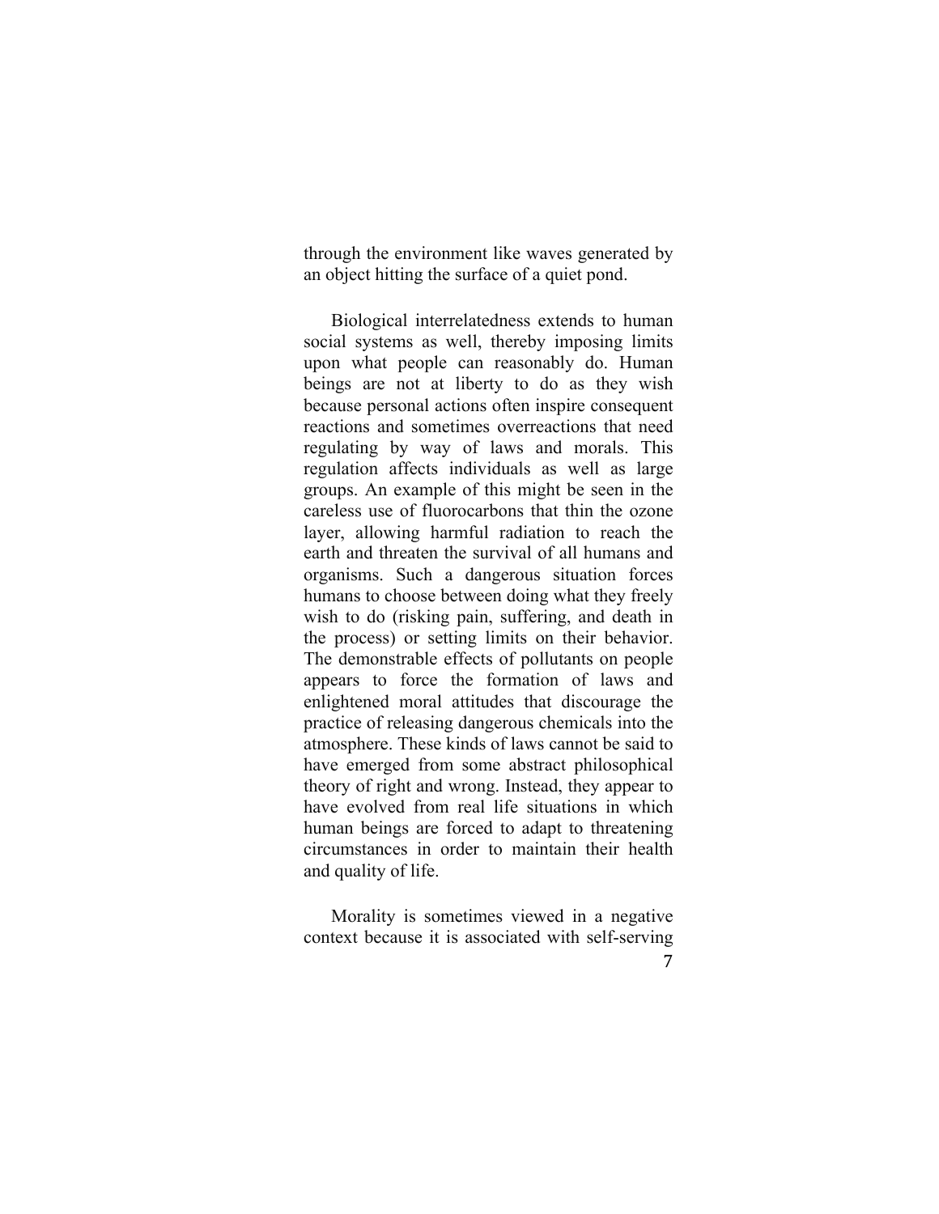through the environment like waves generated by an object hitting the surface of a quiet pond.

Biological interrelatedness extends to human social systems as well, thereby imposing limits upon what people can reasonably do. Human beings are not at liberty to do as they wish because personal actions often inspire consequent reactions and sometimes overreactions that need regulating by way of laws and morals. This regulation affects individuals as well as large groups. An example of this might be seen in the careless use of fluorocarbons that thin the ozone layer, allowing harmful radiation to reach the earth and threaten the survival of all humans and organisms. Such a dangerous situation forces humans to choose between doing what they freely wish to do (risking pain, suffering, and death in the process) or setting limits on their behavior. The demonstrable effects of pollutants on people appears to force the formation of laws and enlightened moral attitudes that discourage the practice of releasing dangerous chemicals into the atmosphere. These kinds of laws cannot be said to have emerged from some abstract philosophical theory of right and wrong. Instead, they appear to have evolved from real life situations in which human beings are forced to adapt to threatening circumstances in order to maintain their health and quality of life.

Morality is sometimes viewed in a negative context because it is associated with self-serving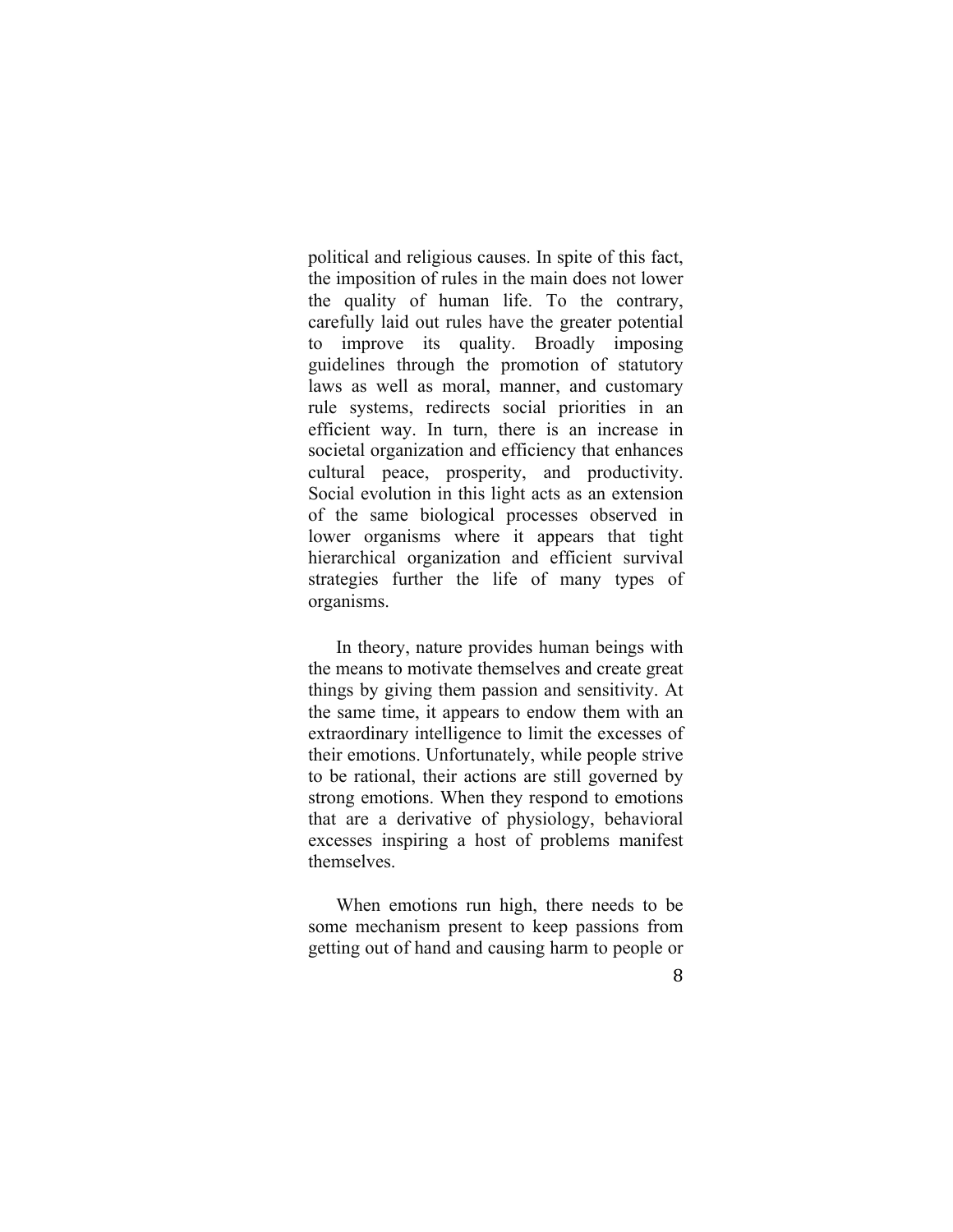political and religious causes. In spite of this fact, the imposition of rules in the main does not lower the quality of human life. To the contrary, carefully laid out rules have the greater potential to improve its quality. Broadly imposing guidelines through the promotion of statutory laws as well as moral, manner, and customary rule systems, redirects social priorities in an efficient way. In turn, there is an increase in societal organization and efficiency that enhances cultural peace, prosperity, and productivity. Social evolution in this light acts as an extension of the same biological processes observed in lower organisms where it appears that tight hierarchical organization and efficient survival strategies further the life of many types of organisms.

In theory, nature provides human beings with the means to motivate themselves and create great things by giving them passion and sensitivity. At the same time, it appears to endow them with an extraordinary intelligence to limit the excesses of their emotions. Unfortunately, while people strive to be rational, their actions are still governed by strong emotions. When they respond to emotions that are a derivative of physiology, behavioral excesses inspiring a host of problems manifest themselves.

When emotions run high, there needs to be some mechanism present to keep passions from getting out of hand and causing harm to people or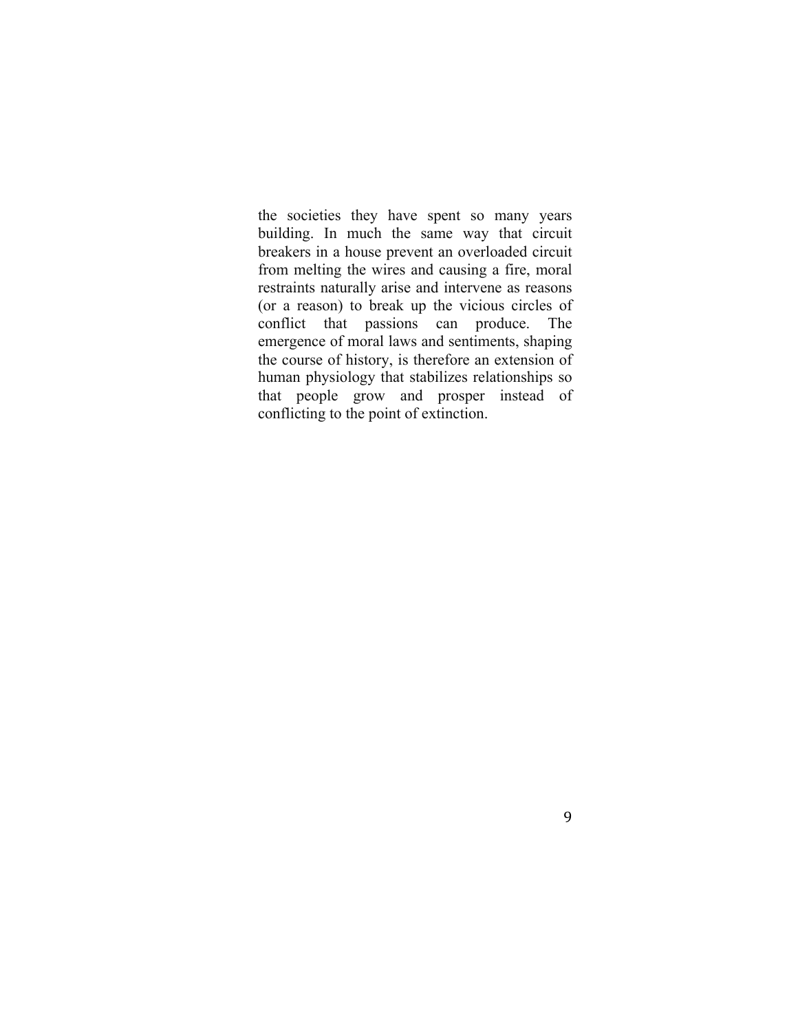the societies they have spent so many years building. In much the same way that circuit breakers in a house prevent an overloaded circuit from melting the wires and causing a fire, moral restraints naturally arise and intervene as reasons (or a reason) to break up the vicious circles of conflict that passions can produce. The emergence of moral laws and sentiments, shaping the course of history, is therefore an extension of human physiology that stabilizes relationships so that people grow and prosper instead of conflicting to the point of extinction.